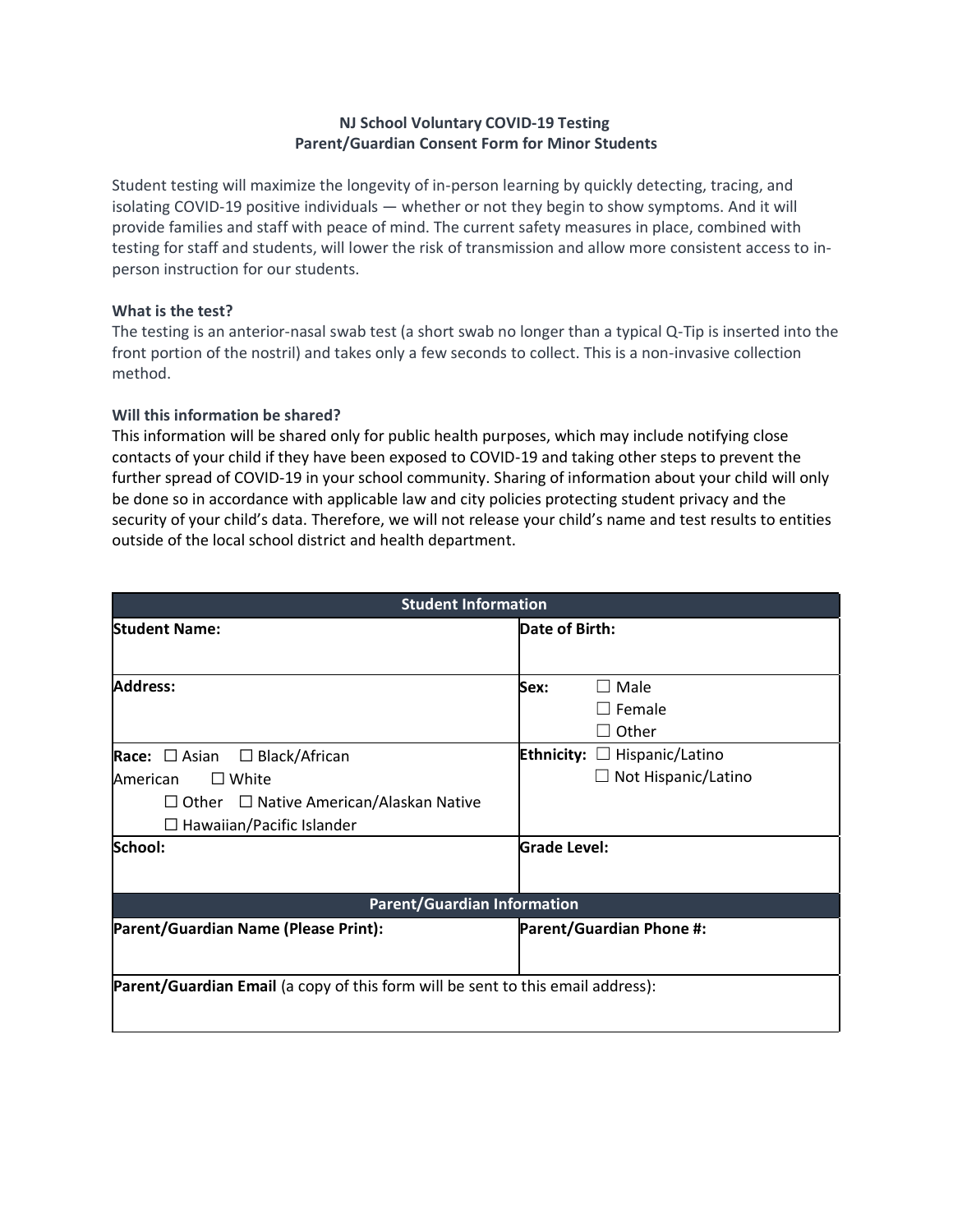**NJ School Voluntary COVID-19 Testing**
**Parent/Guardian Consent Form for Minor Students**

Student testing will maximize the longevity of in-person learning by quickly detecting, tracing, and isolating COVID-19 positive individuals — whether or not they begin to show symptoms. And it will provide families and staff with peace of mind. The current safety measures in place, combined with testing for staff and students, will lower the risk of transmission and allow more consistent access to in-person instruction for our students.

**What is the test?**

The testing is an anterior-nasal swab test (a short swab no longer than a typical Q-Tip is inserted into the front portion of the nostril) and takes only a few seconds to collect. This is a non-invasive collection method.

**Will this information be shared?**

This information will be shared only for public health purposes, which may include notifying close contacts of your child if they have been exposed to COVID-19 and taking other steps to prevent the further spread of COVID-19 in your school community. Sharing of information about your child will only be done so in accordance with applicable law and city policies protecting student privacy and the security of your child's data. Therefore, we will not release your child's name and test results to entities outside of the local school district and health department.

| Student Information | |
|---|---|
| **Student Name:** | **Date of Birth:** |
| **Address:** | **Sex:** ☐ Male ☐ Female ☐ Other |
| **Race:** ☐ Asian ☐ Black/African American ☐ White ☐ Other ☐ Native American/Alaskan Native ☐ Hawaiian/Pacific Islander | **Ethnicity:** ☐ Hispanic/Latino ☐ Not Hispanic/Latino |
| **School:** | **Grade Level:** |
| **Parent/Guardian Information** | |
| **Parent/Guardian Name (Please Print):** | **Parent/Guardian Phone #:** |
| **Parent/Guardian Email** (a copy of this form will be sent to this email address): | |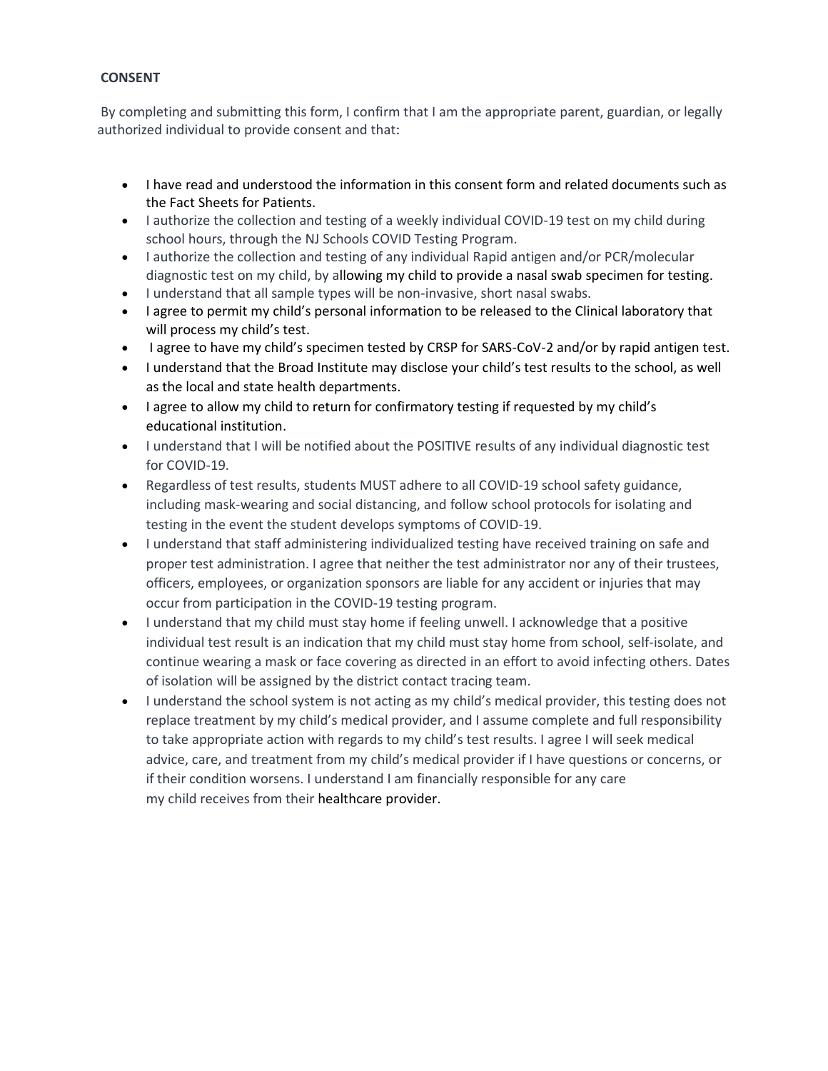**CONSENT**

By completing and submitting this form, I confirm that I am the appropriate parent, guardian, or legally authorized individual to provide consent and that:

- I have read and understood the information in this consent form and related documents such as the Fact Sheets for Patients.
- I authorize the collection and testing of a weekly individual COVID-19 test on my child during school hours, through the NJ Schools COVID Testing Program.
- I authorize the collection and testing of any individual Rapid antigen and/or PCR/molecular diagnostic test on my child, by allowing my child to provide a nasal swab specimen for testing.
- I understand that all sample types will be non-invasive, short nasal swabs.
- I agree to permit my child's personal information to be released to the Clinical laboratory that will process my child's test.
- I agree to have my child's specimen tested by CRSP for SARS-CoV-2 and/or by rapid antigen test.
- I understand that the Broad Institute may disclose your child's test results to the school, as well as the local and state health departments.
- I agree to allow my child to return for confirmatory testing if requested by my child's educational institution.
- I understand that I will be notified about the POSITIVE results of any individual diagnostic test for COVID-19.
- Regardless of test results, students MUST adhere to all COVID-19 school safety guidance, including mask-wearing and social distancing, and follow school protocols for isolating and testing in the event the student develops symptoms of COVID-19.
- I understand that staff administering individualized testing have received training on safe and proper test administration. I agree that neither the test administrator nor any of their trustees, officers, employees, or organization sponsors are liable for any accident or injuries that may occur from participation in the COVID-19 testing program.
- I understand that my child must stay home if feeling unwell. I acknowledge that a positive individual test result is an indication that my child must stay home from school, self-isolate, and continue wearing a mask or face covering as directed in an effort to avoid infecting others. Dates of isolation will be assigned by the district contact tracing team.
- I understand the school system is not acting as my child's medical provider, this testing does not replace treatment by my child's medical provider, and I assume complete and full responsibility to take appropriate action with regards to my child's test results. I agree I will seek medical advice, care, and treatment from my child's medical provider if I have questions or concerns, or if their condition worsens. I understand I am financially responsible for any care my child receives from their healthcare provider.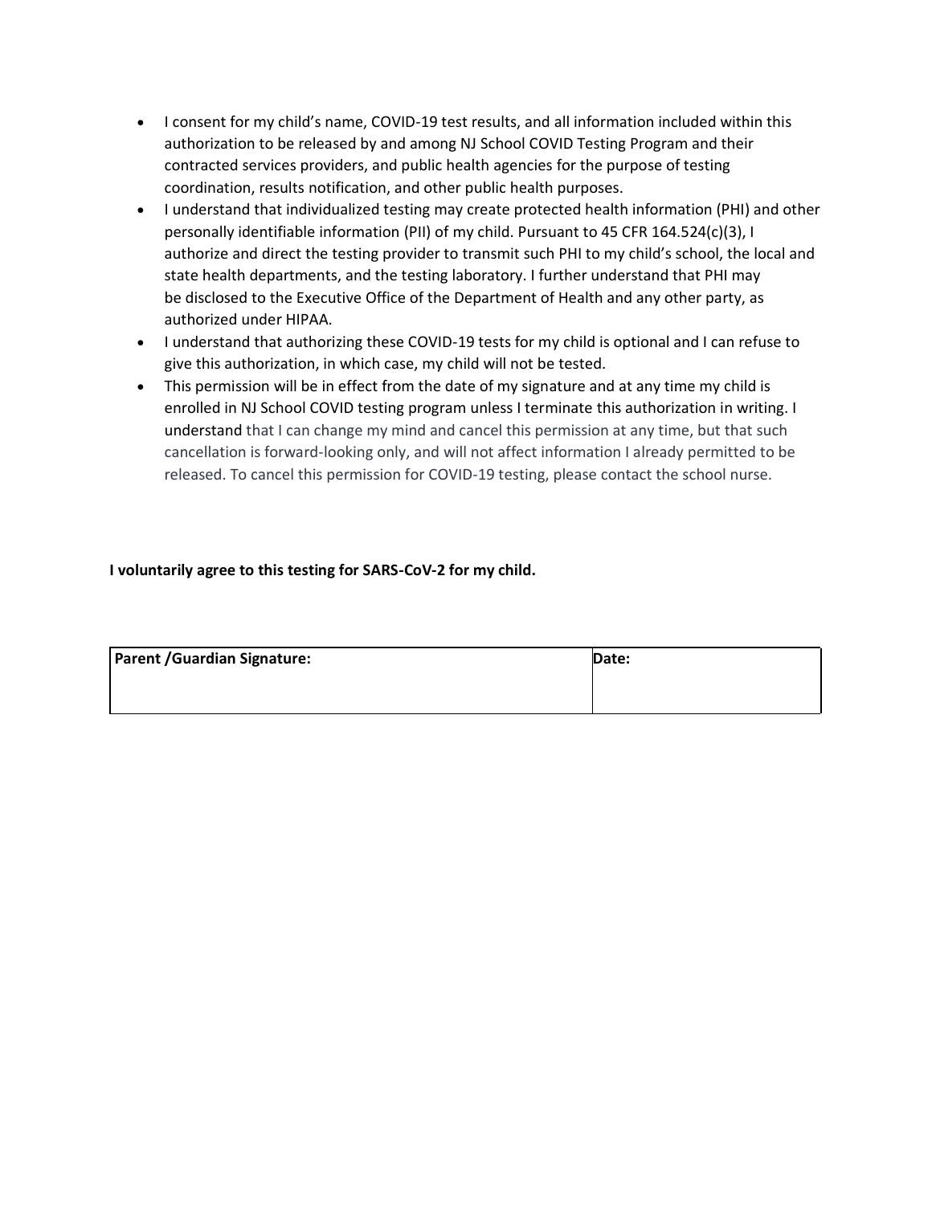- I consent for my child's name, COVID-19 test results, and all information included within this authorization to be released by and among NJ School COVID Testing Program and their contracted services providers, and public health agencies for the purpose of testing coordination, results notification, and other public health purposes.
- I understand that individualized testing may create protected health information (PHI) and other personally identifiable information (PII) of my child. Pursuant to 45 CFR 164.524(c)(3), I authorize and direct the testing provider to transmit such PHI to my child's school, the local and state health departments, and the testing laboratory. I further understand that PHI may be disclosed to the Executive Office of the Department of Health and any other party, as authorized under HIPAA.
- I understand that authorizing these COVID-19 tests for my child is optional and I can refuse to give this authorization, in which case, my child will not be tested.
- This permission will be in effect from the date of my signature and at any time my child is enrolled in NJ School COVID testing program unless I terminate this authorization in writing. I understand that I can change my mind and cancel this permission at any time, but that such cancellation is forward-looking only, and will not affect information I already permitted to be released. To cancel this permission for COVID-19 testing, please contact the school nurse.

**I voluntarily agree to this testing for SARS-CoV-2 for my child.**

| **Parent /Guardian Signature:** | **Date:** |
|---|---|
| | |